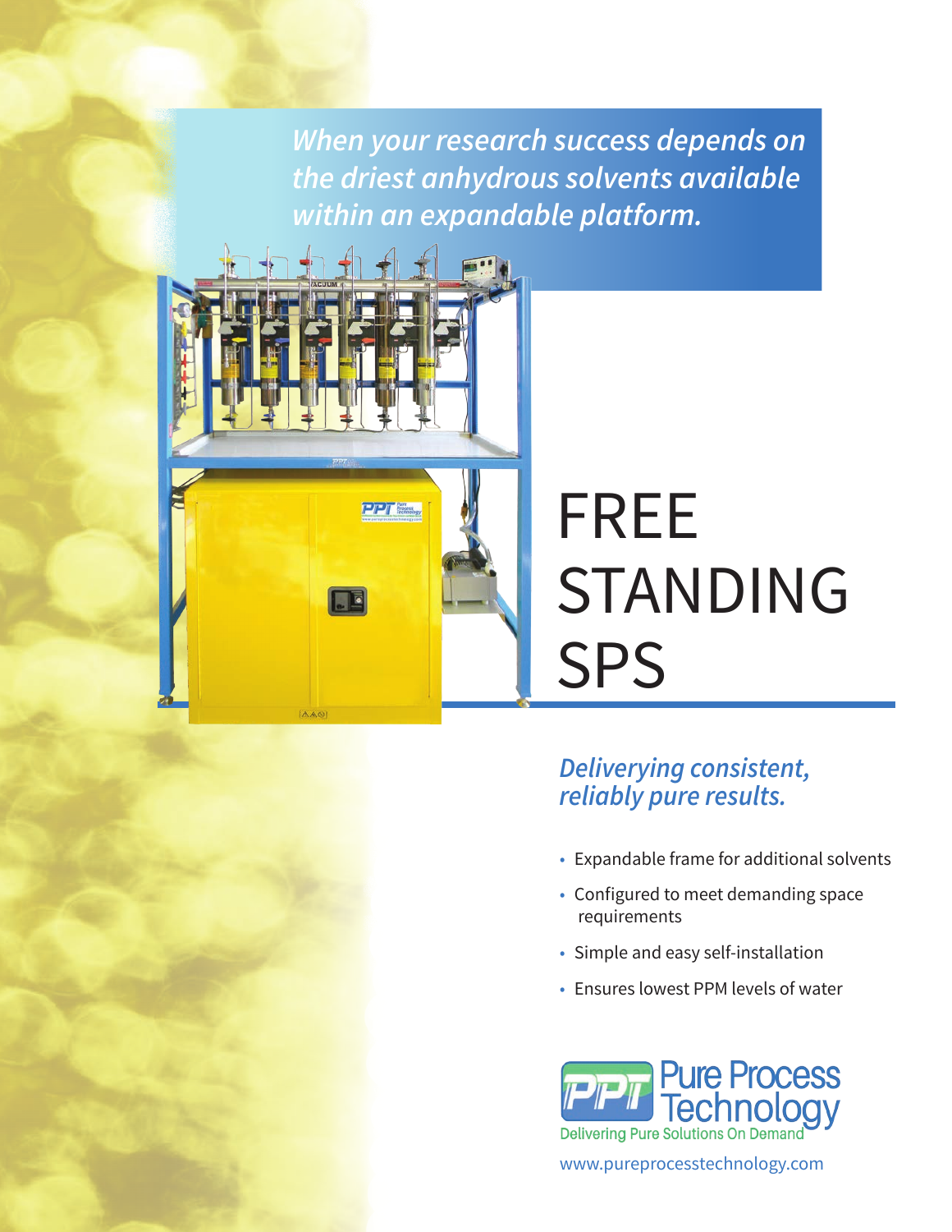*When your research success depends on the driest anhydrous solvents available within an expandable platform.*

# FREE STANDING SPS

## *Deliverying consistent, reliably pure results.*

- Expandable frame for additional solvents
- Configured to meet demanding space requirements
- Simple and easy self-installation
- Ensures lowest PPM levels of water

PPT Pure Process Technology
Delivering Pure Solutions On Demand

www.pureprocesstechnology.com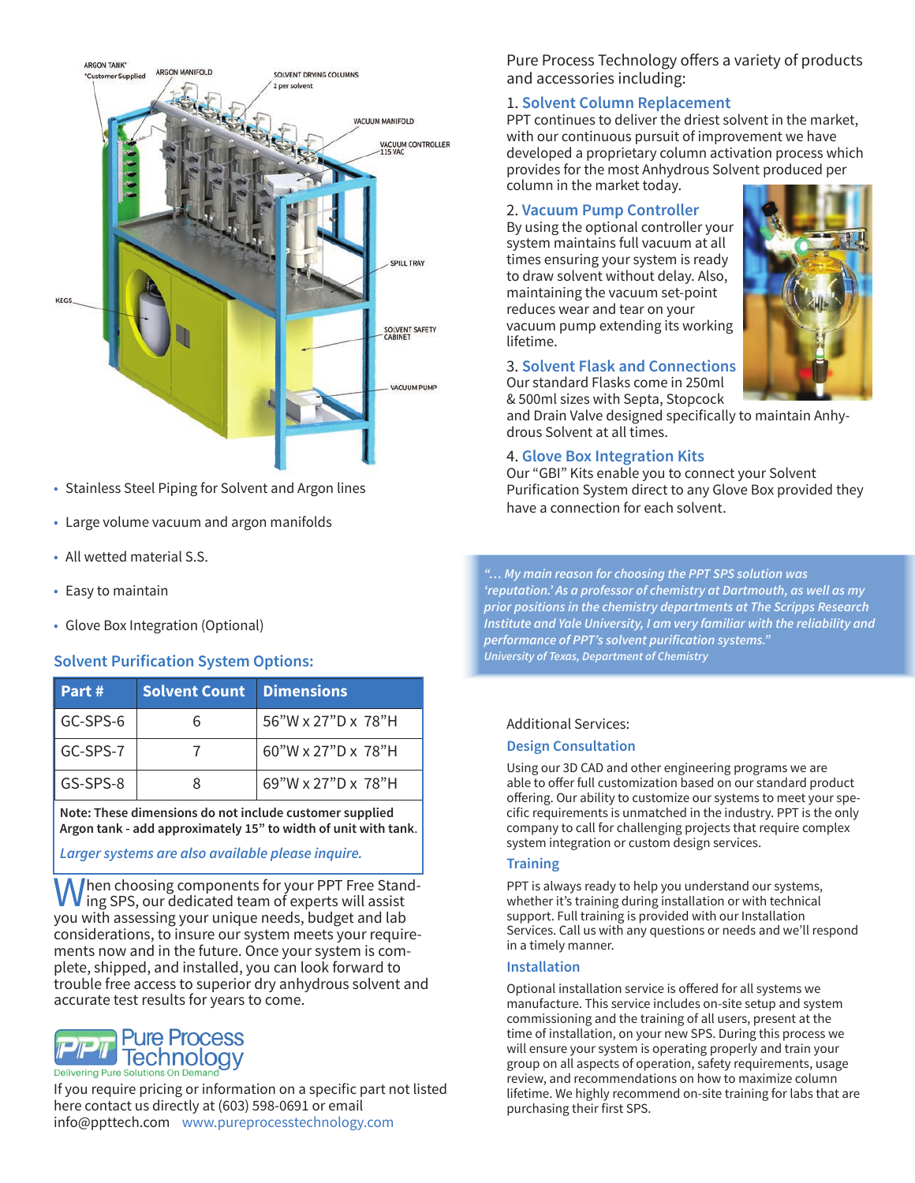ARGON TANK* *Customer Supplied
ARGON MANIFOLD
SOLVENT DRYING COLUMNS 2 per solvent
VACUUM MANIFOLD
VACUUM CONTROLLER 115 VAC
SPILL TRAY
KEGS
SOLVENT SAFETY CABINET
VACUUM PUMP

- Stainless Steel Piping for Solvent and Argon lines
- Large volume vacuum and argon manifolds
- All wetted material S.S.
- Easy to maintain
- Glove Box Integration (Optional)

## Solvent Purification System Options:

| Part # | Solvent Count | Dimensions |
|---|---|---|
| GC-SPS-6 | 6 | 56"W x 27"D x 78"H |
| GC-SPS-7 | 7 | 60"W x 27"D x 78"H |
| GS-SPS-8 | 8 | 69"W x 27"D x 78"H |

**Note: These dimensions do not include customer supplied Argon tank - add approximately 15" to width of unit with tank.**

*Larger systems are also available please inquire.*

When choosing components for your PPT Free Standing SPS, our dedicated team of experts will assist you with assessing your unique needs, budget and lab considerations, to insure our system meets your requirements now and in the future. Once your system is complete, shipped, and installed, you can look forward to trouble free access to superior dry anhydrous solvent and accurate test results for years to come.

PPT Pure Process Technology
Delivering Pure Solutions On Demand

If you require pricing or information on a specific part not listed here contact us directly at (603) 598-0691 or email info@ppttech.com www.pureprocesstechnology.com

Pure Process Technology offers a variety of products and accessories including:

### 1. Solvent Column Replacement

PPT continues to deliver the driest solvent in the market, with our continuous pursuit of improvement we have developed a proprietary column activation process which provides for the most Anhydrous Solvent produced per column in the market today.

### 2. Vacuum Pump Controller

By using the optional controller your system maintains full vacuum at all times ensuring your system is ready to draw solvent without delay. Also, maintaining the vacuum set-point reduces wear and tear on your vacuum pump extending its working lifetime.

### 3. Solvent Flask and Connections

Our standard Flasks come in 250ml & 500ml sizes with Septa, Stopcock and Drain Valve designed specifically to maintain Anhydrous Solvent at all times.

### 4. Glove Box Integration Kits

Our "GBI" Kits enable you to connect your Solvent Purification System direct to any Glove Box provided they have a connection for each solvent.

*"... My main reason for choosing the PPT SPS solution was 'reputation.' As a professor of chemistry at Dartmouth, as well as my prior positions in the chemistry departments at The Scripps Research Institute and Yale University, I am very familiar with the reliability and performance of PPT's solvent purification systems."*
*University of Texas, Department of Chemistry*

Additional Services:

### Design Consultation

Using our 3D CAD and other engineering programs we are able to offer full customization based on our standard product offering. Our ability to customize our systems to meet your specific requirements is unmatched in the industry. PPT is the only company to call for challenging projects that require complex system integration or custom design services.

### Training

PPT is always ready to help you understand our systems, whether it's training during installation or with technical support. Full training is provided with our Installation Services. Call us with any questions or needs and we'll respond in a timely manner.

### Installation

Optional installation service is offered for all systems we manufacture. This service includes on-site setup and system commissioning and the training of all users, present at the time of installation, on your new SPS. During this process we will ensure your system is operating properly and train your group on all aspects of operation, safety requirements, usage review, and recommendations on how to maximize column lifetime. We highly recommend on-site training for labs that are purchasing their first SPS.